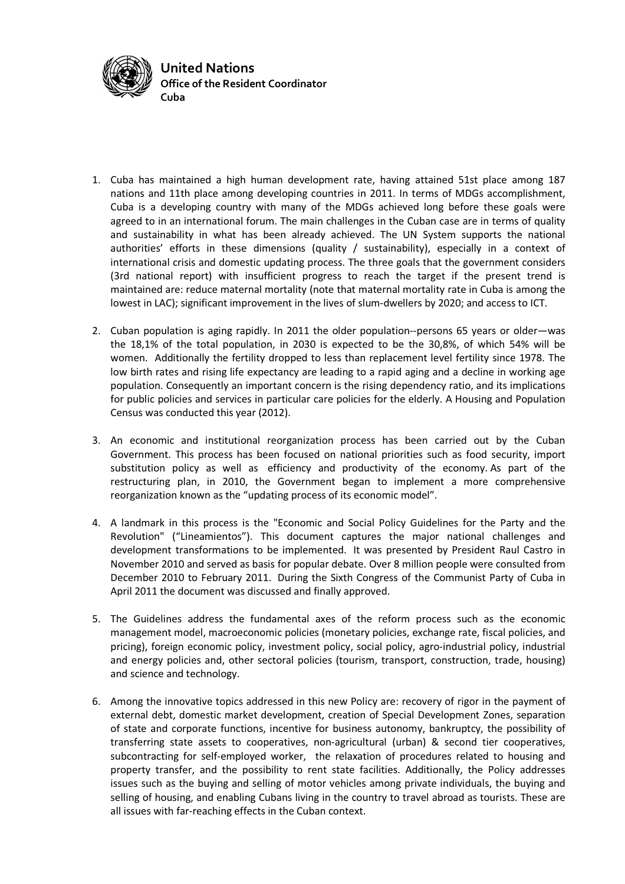**United Nations**
**Office of the Resident Coordinator**
**Cuba**

1. Cuba has maintained a high human development rate, having attained 51st place among 187 nations and 11th place among developing countries in 2011. In terms of MDGs accomplishment, Cuba is a developing country with many of the MDGs achieved long before these goals were agreed to in an international forum. The main challenges in the Cuban case are in terms of quality and sustainability in what has been already achieved. The UN System supports the national authorities' efforts in these dimensions (quality / sustainability), especially in a context of international crisis and domestic updating process. The three goals that the government considers (3rd national report) with insufficient progress to reach the target if the present trend is maintained are: reduce maternal mortality (note that maternal mortality rate in Cuba is among the lowest in LAC); significant improvement in the lives of slum-dwellers by 2020; and access to ICT.

2. Cuban population is aging rapidly. In 2011 the older population--persons 65 years or older—was the 18,1% of the total population, in 2030 is expected to be the 30,8%, of which 54% will be women. Additionally the fertility dropped to less than replacement level fertility since 1978. The low birth rates and rising life expectancy are leading to a rapid aging and a decline in working age population. Consequently an important concern is the rising dependency ratio, and its implications for public policies and services in particular care policies for the elderly. A Housing and Population Census was conducted this year (2012).

3. An economic and institutional reorganization process has been carried out by the Cuban Government. This process has been focused on national priorities such as food security, import substitution policy as well as efficiency and productivity of the economy. As part of the restructuring plan, in 2010, the Government began to implement a more comprehensive reorganization known as the "updating process of its economic model".

4. A landmark in this process is the "Economic and Social Policy Guidelines for the Party and the Revolution" ("Lineamientos"). This document captures the major national challenges and development transformations to be implemented. It was presented by President Raul Castro in November 2010 and served as basis for popular debate. Over 8 million people were consulted from December 2010 to February 2011. During the Sixth Congress of the Communist Party of Cuba in April 2011 the document was discussed and finally approved.

5. The Guidelines address the fundamental axes of the reform process such as the economic management model, macroeconomic policies (monetary policies, exchange rate, fiscal policies, and pricing), foreign economic policy, investment policy, social policy, agro-industrial policy, industrial and energy policies and, other sectoral policies (tourism, transport, construction, trade, housing) and science and technology.

6. Among the innovative topics addressed in this new Policy are: recovery of rigor in the payment of external debt, domestic market development, creation of Special Development Zones, separation of state and corporate functions, incentive for business autonomy, bankruptcy, the possibility of transferring state assets to cooperatives, non-agricultural (urban) & second tier cooperatives, subcontracting for self-employed worker, the relaxation of procedures related to housing and property transfer, and the possibility to rent state facilities. Additionally, the Policy addresses issues such as the buying and selling of motor vehicles among private individuals, the buying and selling of housing, and enabling Cubans living in the country to travel abroad as tourists. These are all issues with far-reaching effects in the Cuban context.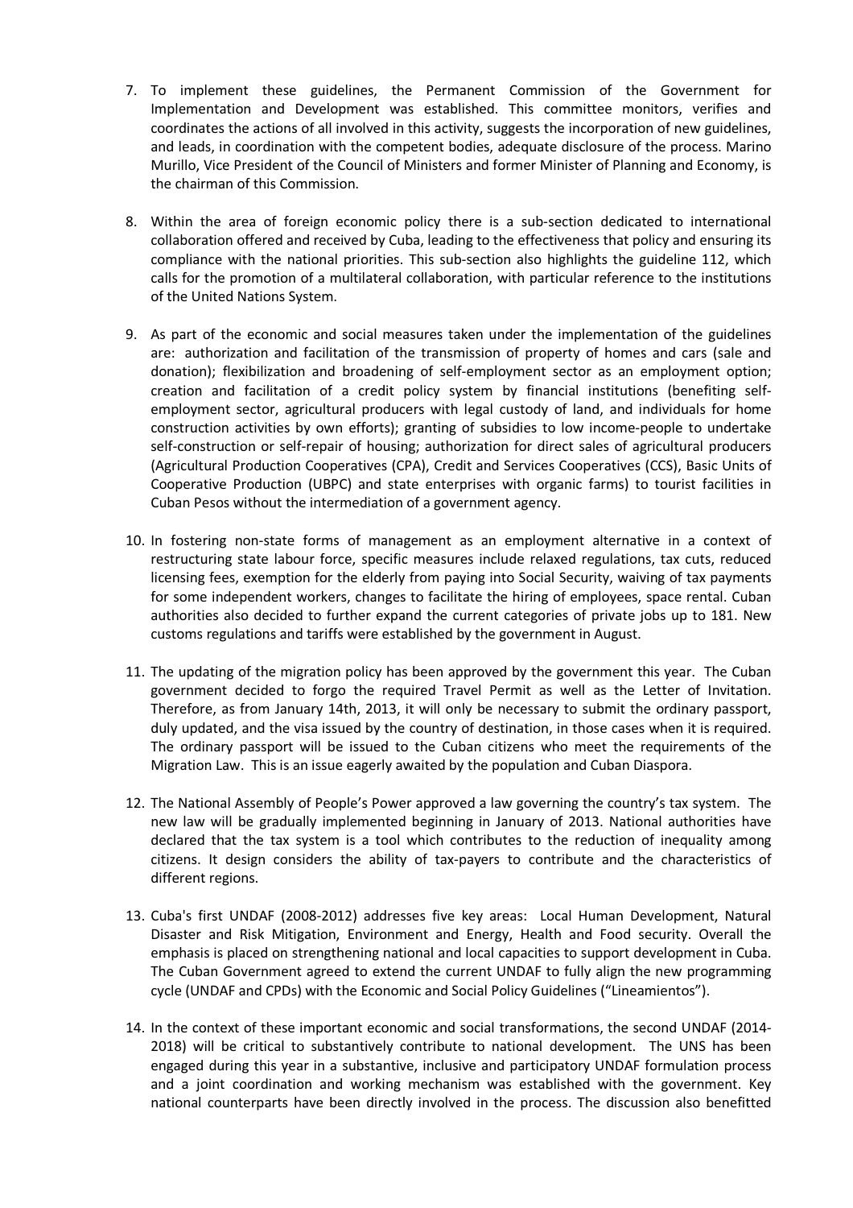7. To implement these guidelines, the Permanent Commission of the Government for Implementation and Development was established. This committee monitors, verifies and coordinates the actions of all involved in this activity, suggests the incorporation of new guidelines, and leads, in coordination with the competent bodies, adequate disclosure of the process. Marino Murillo, Vice President of the Council of Ministers and former Minister of Planning and Economy, is the chairman of this Commission.

8. Within the area of foreign economic policy there is a sub-section dedicated to international collaboration offered and received by Cuba, leading to the effectiveness that policy and ensuring its compliance with the national priorities. This sub-section also highlights the guideline 112, which calls for the promotion of a multilateral collaboration, with particular reference to the institutions of the United Nations System.

9. As part of the economic and social measures taken under the implementation of the guidelines are: authorization and facilitation of the transmission of property of homes and cars (sale and donation); flexibilization and broadening of self-employment sector as an employment option; creation and facilitation of a credit policy system by financial institutions (benefiting self-employment sector, agricultural producers with legal custody of land, and individuals for home construction activities by own efforts); granting of subsidies to low income-people to undertake self-construction or self-repair of housing; authorization for direct sales of agricultural producers (Agricultural Production Cooperatives (CPA), Credit and Services Cooperatives (CCS), Basic Units of Cooperative Production (UBPC) and state enterprises with organic farms) to tourist facilities in Cuban Pesos without the intermediation of a government agency.

10. In fostering non-state forms of management as an employment alternative in a context of restructuring state labour force, specific measures include relaxed regulations, tax cuts, reduced licensing fees, exemption for the elderly from paying into Social Security, waiving of tax payments for some independent workers, changes to facilitate the hiring of employees, space rental. Cuban authorities also decided to further expand the current categories of private jobs up to 181. New customs regulations and tariffs were established by the government in August.

11. The updating of the migration policy has been approved by the government this year. The Cuban government decided to forgo the required Travel Permit as well as the Letter of Invitation. Therefore, as from January 14th, 2013, it will only be necessary to submit the ordinary passport, duly updated, and the visa issued by the country of destination, in those cases when it is required. The ordinary passport will be issued to the Cuban citizens who meet the requirements of the Migration Law. This is an issue eagerly awaited by the population and Cuban Diaspora.

12. The National Assembly of People's Power approved a law governing the country's tax system. The new law will be gradually implemented beginning in January of 2013. National authorities have declared that the tax system is a tool which contributes to the reduction of inequality among citizens. It design considers the ability of tax-payers to contribute and the characteristics of different regions.

13. Cuba's first UNDAF (2008-2012) addresses five key areas: Local Human Development, Natural Disaster and Risk Mitigation, Environment and Energy, Health and Food security. Overall the emphasis is placed on strengthening national and local capacities to support development in Cuba. The Cuban Government agreed to extend the current UNDAF to fully align the new programming cycle (UNDAF and CPDs) with the Economic and Social Policy Guidelines ("Lineamientos").

14. In the context of these important economic and social transformations, the second UNDAF (2014-2018) will be critical to substantively contribute to national development. The UNS has been engaged during this year in a substantive, inclusive and participatory UNDAF formulation process and a joint coordination and working mechanism was established with the government. Key national counterparts have been directly involved in the process. The discussion also benefitted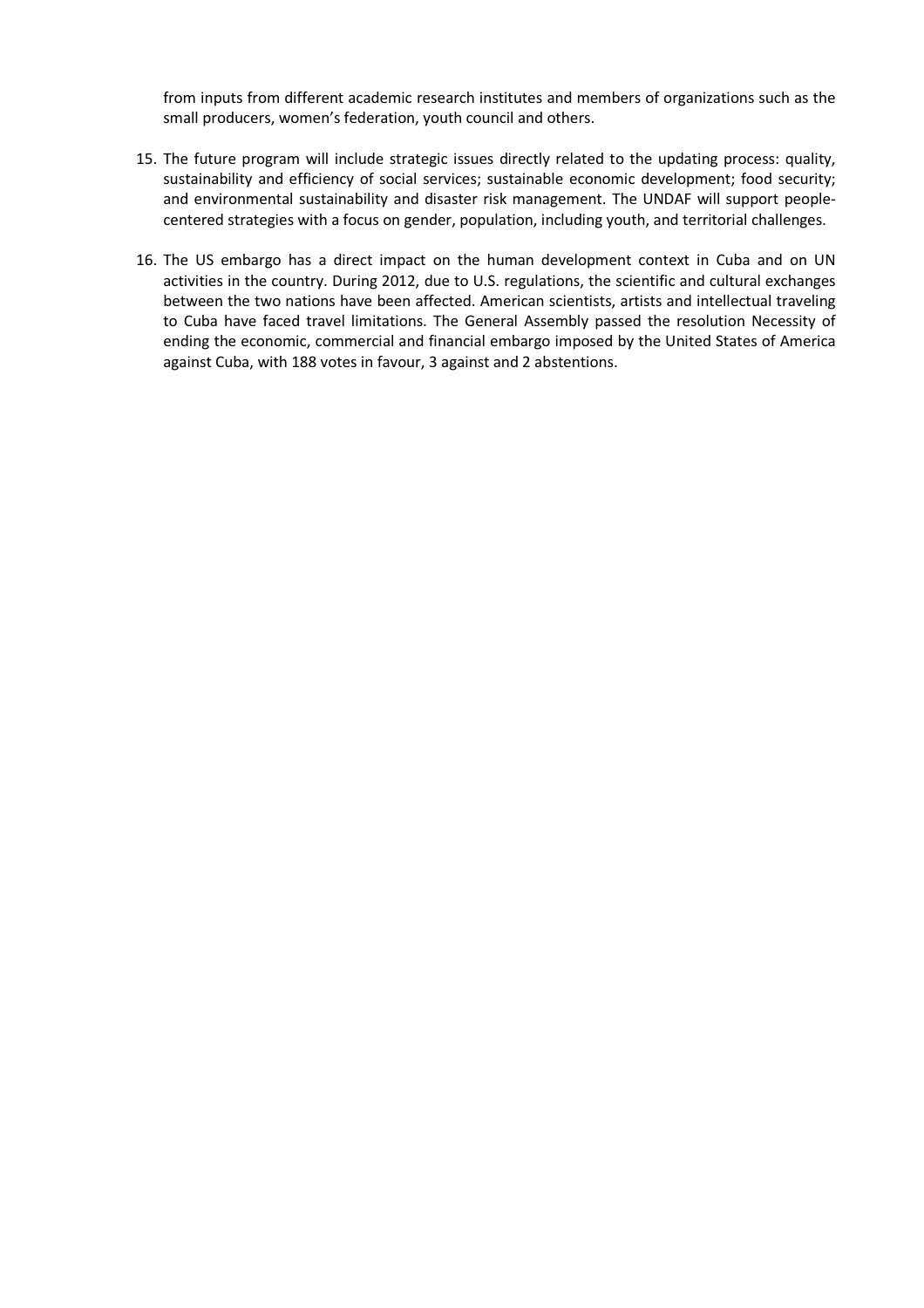from inputs from different academic research institutes and members of organizations such as the small producers, women's federation, youth council and others.

15. The future program will include strategic issues directly related to the updating process: quality, sustainability and efficiency of social services; sustainable economic development; food security; and environmental sustainability and disaster risk management. The UNDAF will support people-centered strategies with a focus on gender, population, including youth, and territorial challenges.

16. The US embargo has a direct impact on the human development context in Cuba and on UN activities in the country. During 2012, due to U.S. regulations, the scientific and cultural exchanges between the two nations have been affected. American scientists, artists and intellectual traveling to Cuba have faced travel limitations. The General Assembly passed the resolution Necessity of ending the economic, commercial and financial embargo imposed by the United States of America against Cuba, with 188 votes in favour, 3 against and 2 abstentions.